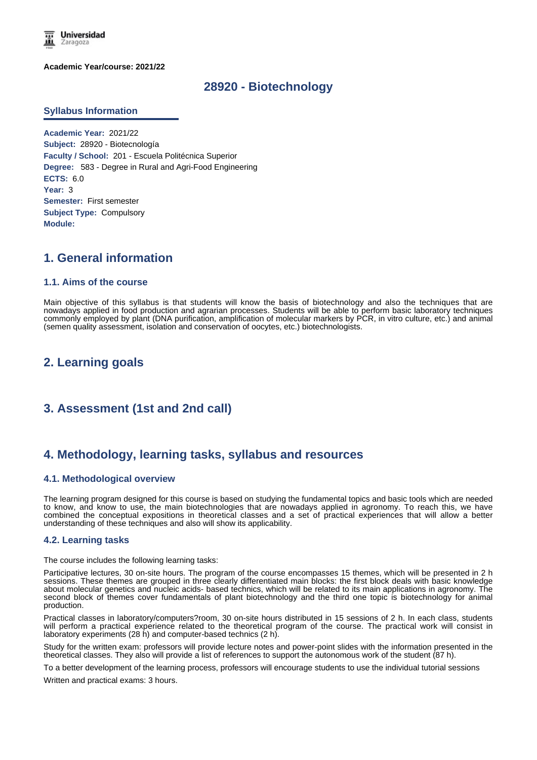**Academic Year/course: 2021/22**

# 28920 - Biotechnology

## Syllabus Information

**Academic Year:** 2021/22
**Subject:** 28920 - Biotecnología
**Faculty / School:** 201 - Escuela Politécnica Superior
**Degree:** 583 - Degree in Rural and Agri-Food Engineering
**ECTS:** 6.0
**Year:** 3
**Semester:** First semester
**Subject Type:** Compulsory
**Module:**

## 1. General information

### 1.1. Aims of the course

Main objective of this syllabus is that students will know the basis of biotechnology and also the techniques that are nowadays applied in food production and agrarian processes. Students will be able to perform basic laboratory techniques commonly employed by plant (DNA purification, amplification of molecular markers by PCR, in vitro culture, etc.) and animal (semen quality assessment, isolation and conservation of oocytes, etc.) biotechnologists.

## 2. Learning goals

## 3. Assessment (1st and 2nd call)

## 4. Methodology, learning tasks, syllabus and resources

### 4.1. Methodological overview

The learning program designed for this course is based on studying the fundamental topics and basic tools which are needed to know, and know to use, the main biotechnologies that are nowadays applied in agronomy. To reach this, we have combined the conceptual expositions in theoretical classes and a set of practical experiences that will allow a better understanding of these techniques and also will show its applicability.

### 4.2. Learning tasks

The course includes the following learning tasks:

Participative lectures, 30 on-site hours. The program of the course encompasses 15 themes, which will be presented in 2 h sessions. These themes are grouped in three clearly differentiated main blocks: the first block deals with basic knowledge about molecular genetics and nucleic acids- based technics, which will be related to its main applications in agronomy. The second block of themes cover fundamentals of plant biotechnology and the third one topic is biotechnology for animal production.

Practical classes in laboratory/computers?room, 30 on-site hours distributed in 15 sessions of 2 h. In each class, students will perform a practical experience related to the theoretical program of the course. The practical work will consist in laboratory experiments (28 h) and computer-based technics (2 h).

Study for the written exam: professors will provide lecture notes and power-point slides with the information presented in the theoretical classes. They also will provide a list of references to support the autonomous work of the student (87 h).

To a better development of the learning process, professors will encourage students to use the individual tutorial sessions

Written and practical exams: 3 hours.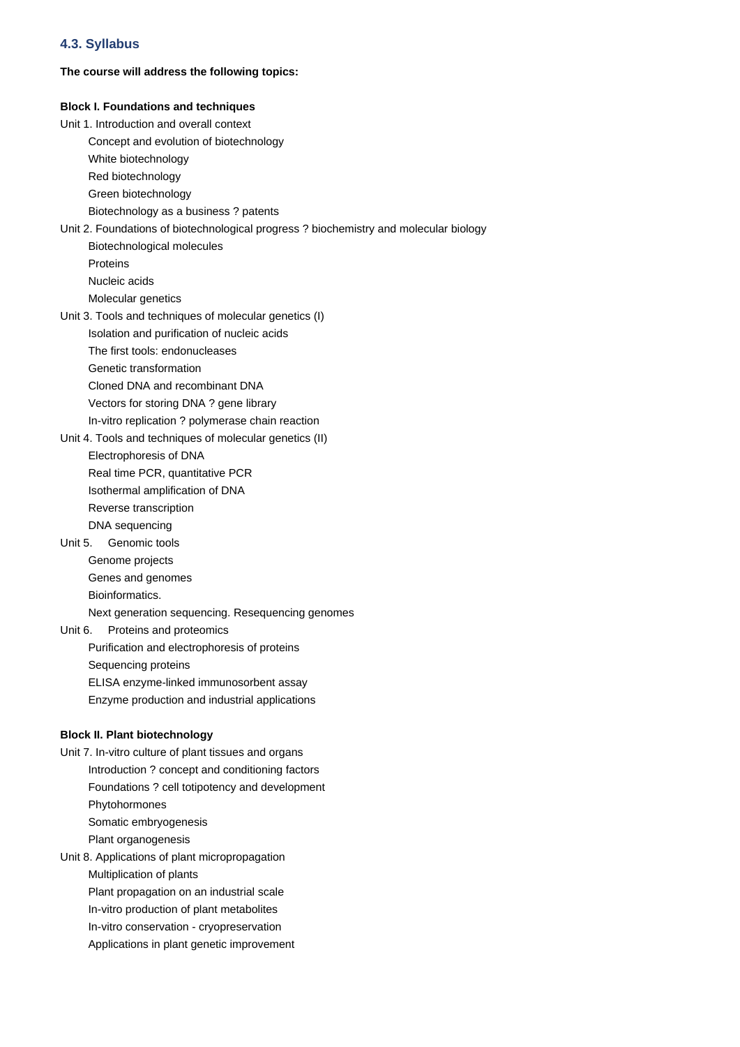### 4.3. Syllabus

**The course will address the following topics:**

**Block I. Foundations and techniques**

Unit 1. Introduction and overall context
- Concept and evolution of biotechnology
- White biotechnology
- Red biotechnology
- Green biotechnology
- Biotechnology as a business ? patents

Unit 2. Foundations of biotechnological progress ? biochemistry and molecular biology
- Biotechnological molecules
- Proteins
- Nucleic acids
- Molecular genetics

Unit 3. Tools and techniques of molecular genetics (I)
- Isolation and purification of nucleic acids
- The first tools: endonucleases
- Genetic transformation
- Cloned DNA and recombinant DNA
- Vectors for storing DNA ? gene library
- In-vitro replication ? polymerase chain reaction

Unit 4. Tools and techniques of molecular genetics (II)
- Electrophoresis of DNA
- Real time PCR, quantitative PCR
- Isothermal amplification of DNA
- Reverse transcription
- DNA sequencing

Unit 5. Genomic tools
- Genome projects
- Genes and genomes
- Bioinformatics.
- Next generation sequencing. Resequencing genomes

Unit 6. Proteins and proteomics
- Purification and electrophoresis of proteins
- Sequencing proteins
- ELISA enzyme-linked immunosorbent assay
- Enzyme production and industrial applications

**Block II. Plant biotechnology**

Unit 7. In-vitro culture of plant tissues and organs
- Introduction ? concept and conditioning factors
- Foundations ? cell totipotency and development
- Phytohormones
- Somatic embryogenesis
- Plant organogenesis

Unit 8. Applications of plant micropropagation
- Multiplication of plants
- Plant propagation on an industrial scale
- In-vitro production of plant metabolites
- In-vitro conservation - cryopreservation
- Applications in plant genetic improvement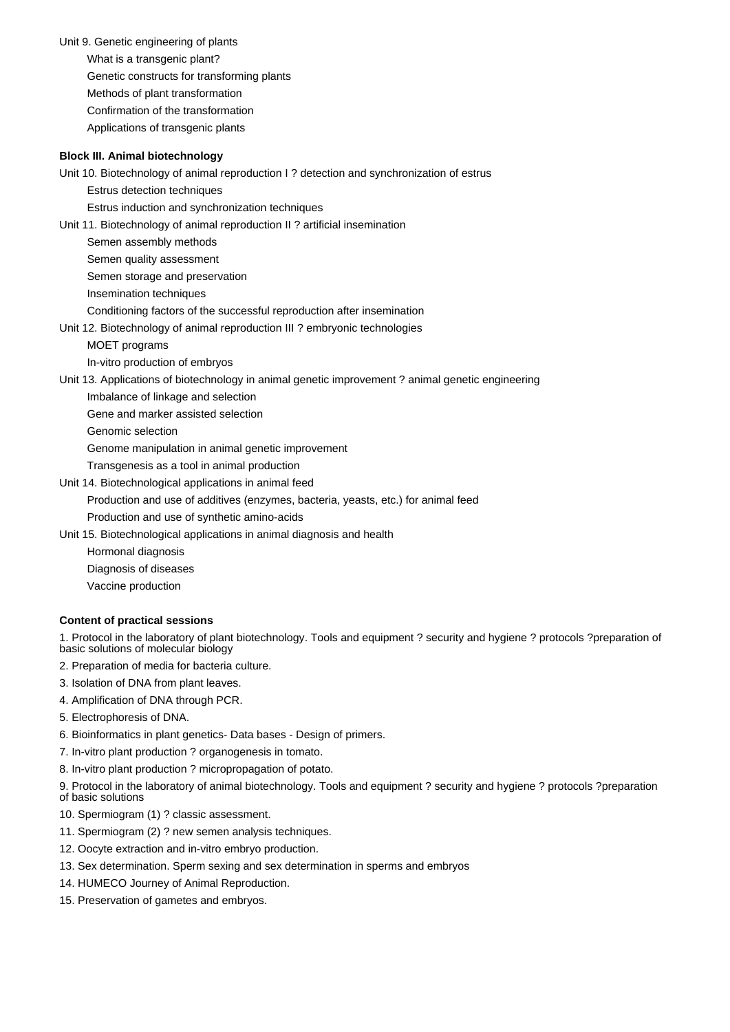Unit 9. Genetic engineering of plants

- What is a transgenic plant?
- Genetic constructs for transforming plants
- Methods of plant transformation
- Confirmation of the transformation
- Applications of transgenic plants

**Block III. Animal biotechnology**

Unit 10. Biotechnology of animal reproduction I ? detection and synchronization of estrus

- Estrus detection techniques
- Estrus induction and synchronization techniques

Unit 11. Biotechnology of animal reproduction II ? artificial insemination

- Semen assembly methods
- Semen quality assessment
- Semen storage and preservation
- Insemination techniques
- Conditioning factors of the successful reproduction after insemination

Unit 12. Biotechnology of animal reproduction III ? embryonic technologies

- MOET programs
- In-vitro production of embryos

Unit 13. Applications of biotechnology in animal genetic improvement ? animal genetic engineering

- Imbalance of linkage and selection
- Gene and marker assisted selection
- Genomic selection
- Genome manipulation in animal genetic improvement
- Transgenesis as a tool in animal production

Unit 14. Biotechnological applications in animal feed

- Production and use of additives (enzymes, bacteria, yeasts, etc.) for animal feed
- Production and use of synthetic amino-acids

Unit 15. Biotechnological applications in animal diagnosis and health

- Hormonal diagnosis
- Diagnosis of diseases
- Vaccine production

**Content of practical sessions**

1. Protocol in the laboratory of plant biotechnology. Tools and equipment ? security and hygiene ? protocols ?preparation of basic solutions of molecular biology
2. Preparation of media for bacteria culture.
3. Isolation of DNA from plant leaves.
4. Amplification of DNA through PCR.
5. Electrophoresis of DNA.
6. Bioinformatics in plant genetics- Data bases - Design of primers.
7. In-vitro plant production ? organogenesis in tomato.
8. In-vitro plant production ? micropropagation of potato.
9. Protocol in the laboratory of animal biotechnology. Tools and equipment ? security and hygiene ? protocols ?preparation of basic solutions
10. Spermiogram (1) ? classic assessment.
11. Spermiogram (2) ? new semen analysis techniques.
12. Oocyte extraction and in-vitro embryo production.
13. Sex determination. Sperm sexing and sex determination in sperms and embryos
14. HUMECO Journey of Animal Reproduction.
15. Preservation of gametes and embryos.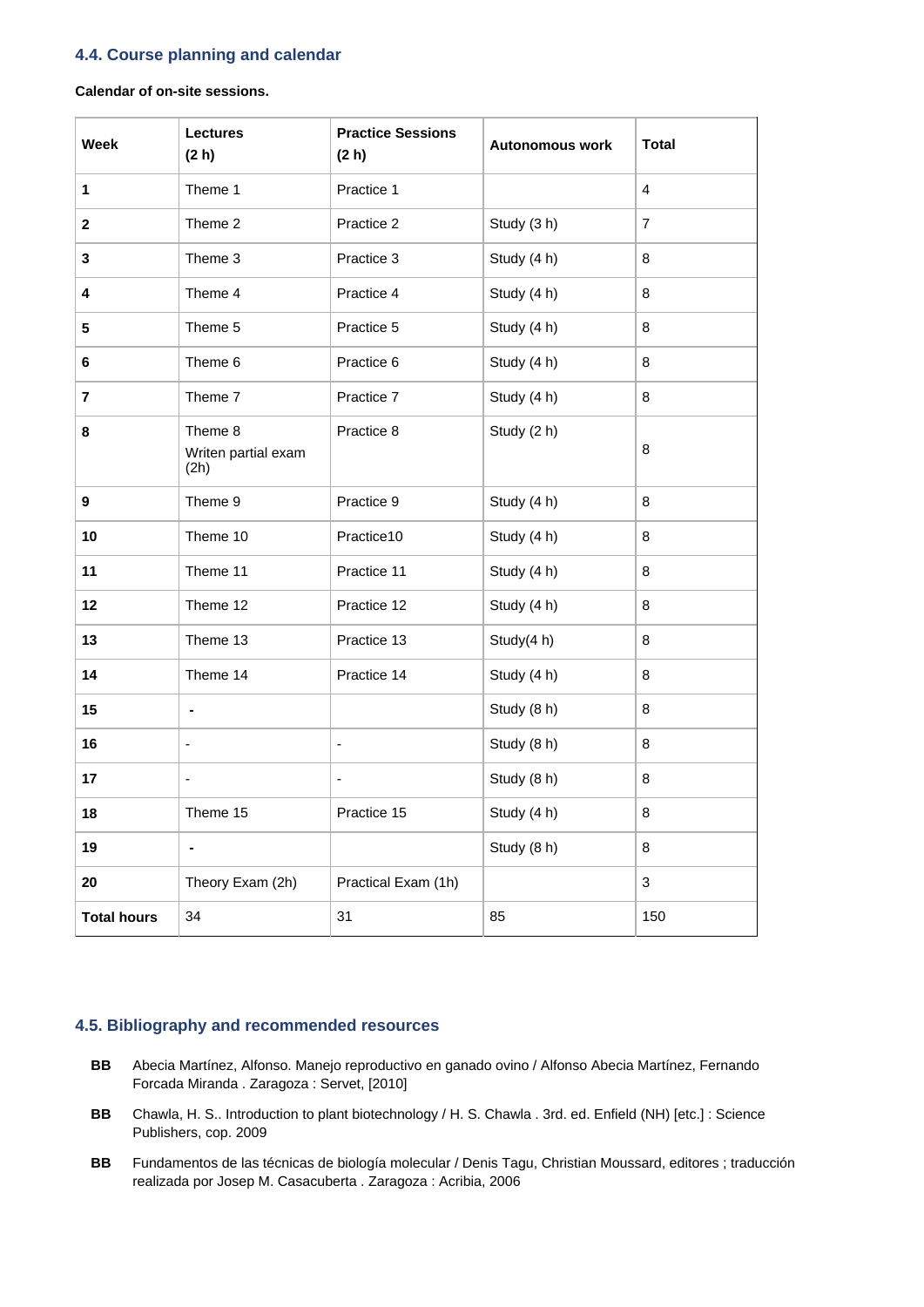### 4.4. Course planning and calendar

**Calendar of on-site sessions.**

| Week | Lectures (2 h) | Practice Sessions (2 h) | Autonomous work | Total |
|---|---|---|---|---|
| **1** | Theme 1 | Practice 1 | | 4 |
| **2** | Theme 2 | Practice 2 | Study (3 h) | 7 |
| **3** | Theme 3 | Practice 3 | Study (4 h) | 8 |
| **4** | Theme 4 | Practice 4 | Study (4 h) | 8 |
| **5** | Theme 5 | Practice 5 | Study (4 h) | 8 |
| **6** | Theme 6 | Practice 6 | Study (4 h) | 8 |
| **7** | Theme 7 | Practice 7 | Study (4 h) | 8 |
| **8** | Theme 8 Writen partial exam (2h) | Practice 8 | Study (2 h) | 8 |
| **9** | Theme 9 | Practice 9 | Study (4 h) | 8 |
| **10** | Theme 10 | Practice10 | Study (4 h) | 8 |
| **11** | Theme 11 | Practice 11 | Study (4 h) | 8 |
| **12** | Theme 12 | Practice 12 | Study (4 h) | 8 |
| **13** | Theme 13 | Practice 13 | Study(4 h) | 8 |
| **14** | Theme 14 | Practice 14 | Study (4 h) | 8 |
| **15** | **-** | | Study (8 h) | 8 |
| **16** | - | - | Study (8 h) | 8 |
| **17** | - | - | Study (8 h) | 8 |
| **18** | Theme 15 | Practice 15 | Study (4 h) | 8 |
| **19** | **-** | | Study (8 h) | 8 |
| **20** | Theory Exam (2h) | Practical Exam (1h) | | 3 |
| **Total hours** | 34 | 31 | 85 | 150 |

### 4.5. Bibliography and recommended resources

- **BB** Abecia Martínez, Alfonso. Manejo reproductivo en ganado ovino / Alfonso Abecia Martínez, Fernando Forcada Miranda . Zaragoza : Servet, [2010]
- **BB** Chawla, H. S.. Introduction to plant biotechnology / H. S. Chawla . 3rd. ed. Enfield (NH) [etc.] : Science Publishers, cop. 2009
- **BB** Fundamentos de las técnicas de biología molecular / Denis Tagu, Christian Moussard, editores ; traducción realizada por Josep M. Casacuberta . Zaragoza : Acribia, 2006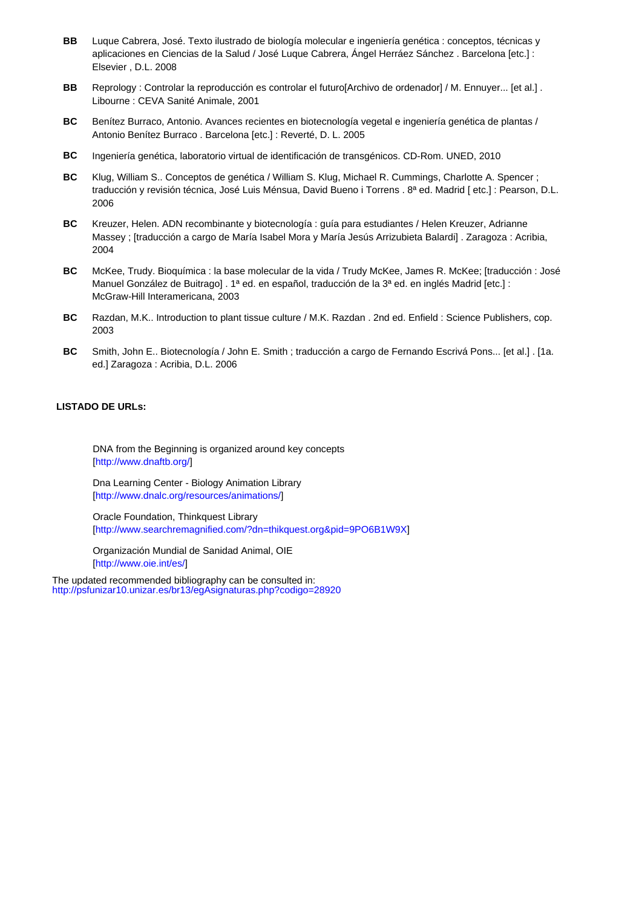**BB** Luque Cabrera, José. Texto ilustrado de biología molecular e ingeniería genética : conceptos, técnicas y aplicaciones en Ciencias de la Salud / José Luque Cabrera, Ángel Herráez Sánchez . Barcelona [etc.] : Elsevier , D.L. 2008

**BB** Reprology : Controlar la reproducción es controlar el futuro[Archivo de ordenador] / M. Ennuyer... [et al.] . Libourne : CEVA Santé Animale, 2001

**BC** Benítez Burraco, Antonio. Avances recientes en biotecnología vegetal e ingeniería genética de plantas / Antonio Benítez Burraco . Barcelona [etc.] : Reverté, D. L. 2005

**BC** Ingeniería genética, laboratorio virtual de identificación de transgénicos. CD-Rom. UNED, 2010

**BC** Klug, William S.. Conceptos de genética / William S. Klug, Michael R. Cummings, Charlotte A. Spencer ; traducción y revisión técnica, José Luis Ménsua, David Bueno i Torrens . 8ª ed. Madrid [ etc.] : Pearson, D.L. 2006

**BC** Kreuzer, Helen. ADN recombinante y biotecnología : guía para estudiantes / Helen Kreuzer, Adrianne Massey ; [traducción a cargo de María Isabel Mora y María Jesús Arrizubieta Balardi] . Zaragoza : Acribia, 2004

**BC** McKee, Trudy. Bioquímica : la base molecular de la vida / Trudy McKee, James R. McKee; [traducción : José Manuel González de Buitrago] . 1ª ed. en español, traducción de la 3ª ed. en inglés Madrid [etc.] : McGraw-Hill Interamericana, 2003

**BC** Razdan, M.K.. Introduction to plant tissue culture / M.K. Razdan . 2nd ed. Enfield : Science Publishers, cop. 2003

**BC** Smith, John E.. Biotecnología / John E. Smith ; traducción a cargo de Fernando Escrivá Pons... [et al.] . [1a. ed.] Zaragoza : Acribia, D.L. 2006

**LISTADO DE URLs:**

DNA from the Beginning is organized around key concepts
[http://www.dnaftb.org/]

Dna Learning Center - Biology Animation Library
[http://www.dnalc.org/resources/animations/]

Oracle Foundation, Thinkquest Library
[http://www.searchremagnified.com/?dn=thikquest.org&pid=9PO6B1W9X]

Organización Mundial de Sanidad Animal, OIE
[http://www.oie.int/es/]

The updated recommended bibliography can be consulted in:
http://psfunizar10.unizar.es/br13/egAsignaturas.php?codigo=28920